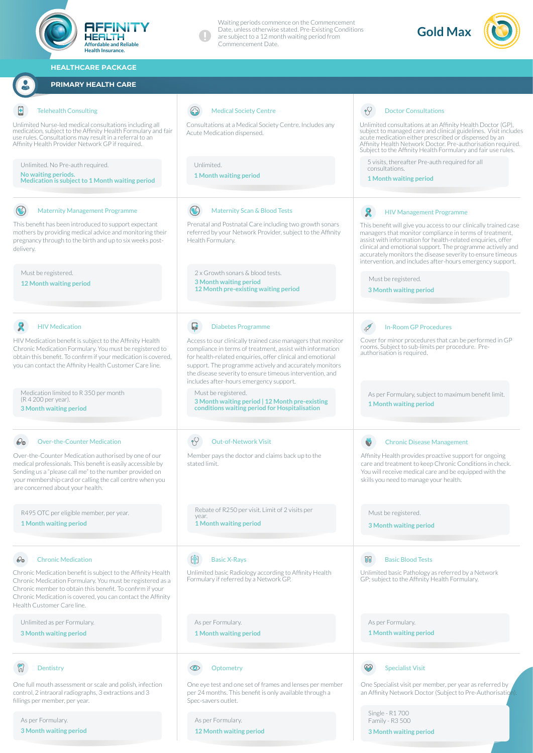# AFFINITY HEALTH

Affordable and Reliable Health Insurance.

Waiting periods commence on the Commencement Date, unless otherwise stated. Pre-Existing Conditions are subject to a 12 month waiting period from Commencement Date.

**Gold Max**

## HEALTHCARE PACKAGE

## PRIMARY HEALTH CARE

### Telehealth Consulting

Unlimited Nurse-led medical consultations including all medication, subject to the Affinity Health Formulary and fair use rules. Consultations may result in a referral to an Affinity Health Provider Network GP if required.

Unlimited. No Pre-auth required.

**No waiting periods.**
**Medication is subject to 1 Month waiting period**

### Medical Society Centre

Consultations at a Medical Society Centre. Includes any Acute Medication dispensed.

Unlimited.

**1 Month waiting period**

### Doctor Consultations

Unlimited consultations at an Affinity Health Doctor (GP), subject to managed care and clinical guidelines. Visit includes acute medication either prescribed or dispensed by an Affinity Health Network Doctor. Pre-authorisation required. Subject to the Affinity Health Formulary and fair use rules.

5 visits, thereafter Pre-auth required for all consultations.

**1 Month waiting period**

### Maternity Management Programme

This benefit has been introduced to support expectant mothers by providing medical advice and monitoring their pregnancy through to the birth and up to six weeks post-delivery.

Must be registered.

**12 Month waiting period**

### Maternity Scan & Blood Tests

Prenatal and Postnatal Care including two growth sonars referred by your Network Provider, subject to the Affinity Health Formulary.

2 x Growth sonars & blood tests.

**3 Month waiting period**
**12 Month pre-existing waiting period**

### HIV Management Programme

This benefit will give you access to our clinically trained case managers that monitor compliance in terms of treatment, assist with information for health-related enquiries, offer clinical and emotional support. The programme actively and accurately monitors the disease severity to ensure timeous intervention, and includes after-hours emergency support.

Must be registered.

**3 Month waiting period**

### HIV Medication

HIV Medication benefit is subject to the Affinity Health Chronic Medication Formulary. You must be registered to obtain this benefit. To confirm if your medication is covered, you can contact the Affinity Health Customer Care line.

Medication limited to R 350 per month (R 4 200 per year).

**3 Month waiting period**

### Diabetes Programme

Access to our clinically trained case managers that monitor compliance in terms of treatment, assist with information for health-related enquiries, offer clinical and emotional support. The programme actively and accurately monitors the disease severity to ensure timeous intervention, and includes after-hours emergency support.

Must be registered.

**3 Month waiting period | 12 Month pre-existing conditions waiting period for Hospitalisation**

### In-Room GP Procedures

Cover for minor procedures that can be performed in GP rooms. Subject to sub-limits per procedure. Pre-authorisation is required.

As per Formulary, subject to maximum benefit limit.

**1 Month waiting period**

### Over-the-Counter Medication

Over-the-Counter Medication authorised by one of our medical professionals. This benefit is easily accessible by Sending us a "please call me" to the number provided on your membership card or calling the call centre when you are concerned about your health.

R495 OTC per eligible member, per year.

**1 Month waiting period**

### Out-of-Network Visit

Member pays the doctor and claims back up to the stated limit.

Rebate of R250 per visit. Limit of 2 visits per year.

**1 Month waiting period**

### Chronic Disease Management

Affinity Health provides proactive support for ongoing care and treatment to keep Chronic Conditions in check. You will receive medical care and be equipped with the skills you need to manage your health.

Must be registered.

**3 Month waiting period**

### Chronic Medication

Chronic Medication benefit is subject to the Affinity Health Chronic Medication Formulary. You must be registered as a Chronic member to obtain this benefit. To confirm if your Chronic Medication is covered, you can contact the Affinity Health Customer Care line.

Unlimited as per Formulary.

**3 Month waiting period**

### Basic X-Rays

Unlimited basic Radiology according to Affinity Health Formulary if referred by a Network GP.

As per Formulary.

**1 Month waiting period**

### Basic Blood Tests

Unlimited basic Pathology as referred by a Network GP; subject to the Affinity Health Formulary.

As per Formulary.

**1 Month waiting period**

### Dentistry

One full mouth assessment or scale and polish, infection control, 2 intraoral radiographs, 3 extractions and 3 fillings per member, per year.

As per Formulary.

**3 Month waiting period**

### Optometry

One eye test and one set of frames and lenses per member per 24 months. This benefit is only available through a Spec-savers outlet.

As per Formulary.

**12 Month waiting period**

### Specialist Visit

One Specialist visit per member, per year as referred by an Affinity Network Doctor (Subject to Pre-Authorisation).

Single - R1 700
Family - R3 500

**3 Month waiting period**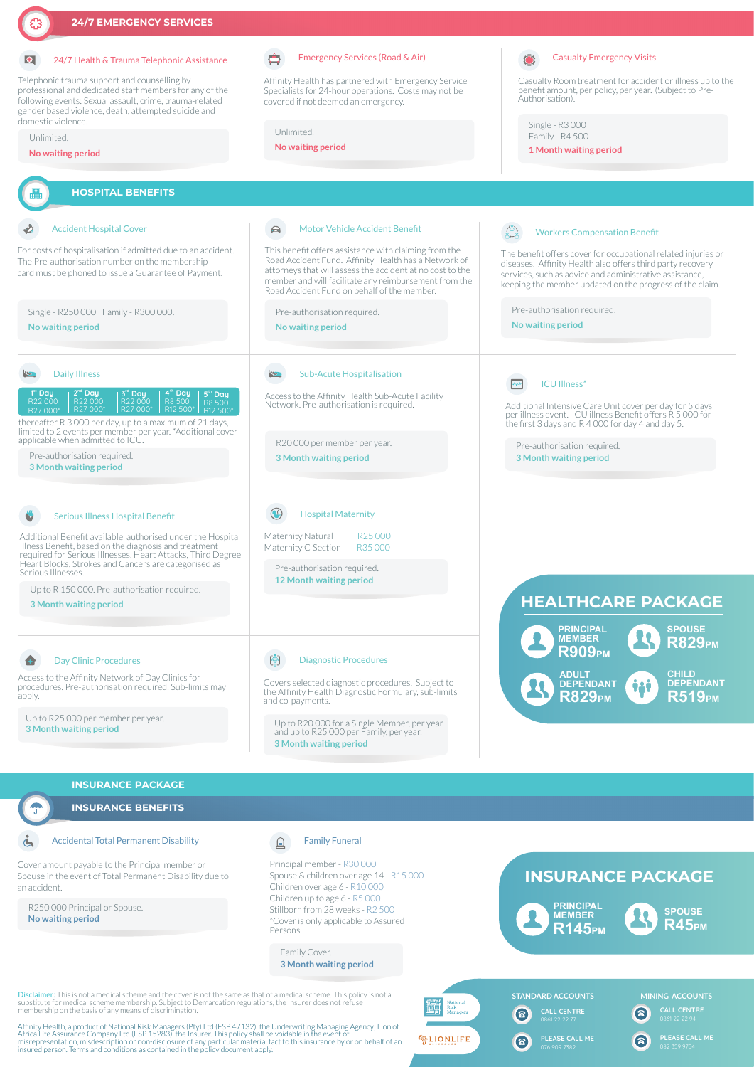## 24/7 EMERGENCY SERVICES

### 24/7 Health & Trauma Telephonic Assistance

Telephonic trauma support and counselling by professional and dedicated staff members for any of the following events: Sexual assault, crime, trauma-related gender based violence, death, attempted suicide and domestic violence.

Unlimited.

**No waiting period**

### Emergency Services (Road & Air)

Affinity Health has partnered with Emergency Service Specialists for 24-hour operations. Costs may not be covered if not deemed an emergency.

Unlimited.

**No waiting period**

### Casualty Emergency Visits

Casualty Room treatment for accident or illness up to the benefit amount, per policy, per year. (Subject to Pre-Authorisation).

Single - R3 000
Family - R4 500

**1 Month waiting period**

## HOSPITAL BENEFITS

### Accident Hospital Cover

For costs of hospitalisation if admitted due to an accident. The Pre-authorisation number on the membership card must be phoned to issue a Guarantee of Payment.

Single - R250 000 | Family - R300 000.

**No waiting period**

### Motor Vehicle Accident Benefit

This benefit offers assistance with claiming from the Road Accident Fund. Affinity Health has a Network of attorneys that will assess the accident at no cost to the member and will facilitate any reimbursement from the Road Accident Fund on behalf of the member.

Pre-authorisation required.

**No waiting period**

### Workers Compensation Benefit

The benefit offers cover for occupational related injuries or diseases. Affinity Health also offers third party recovery services, such as advice and administrative assistance, keeping the member updated on the progress of the claim.

Pre-authorisation required.

**No waiting period**

### Daily Illness

| 1st Day | 2nd Day | 3rd Day | 4th Day | 5th Day |
|---|---|---|---|---|
| R22 000 | R22 000 | R22 000 | R8 500 | R8 500 |
| R27 000* | R27 000* | R27 000* | R12 500* | R12 500* |

thereafter R 3 000 per day, up to a maximum of 21 days, limited to 2 events per member per year. *Additional cover applicable when admitted to ICU.

Pre-authorisation required.

**3 Month waiting period**

### Sub-Acute Hospitalisation

Access to the Affinity Health Sub-Acute Facility Network. Pre-authorisation is required.

R20 000 per member per year.

**3 Month waiting period**

### ICU Illness*

Additional Intensive Care Unit cover per day for 5 days per illness event. ICU illness Benefit offers R 5 000 for the first 3 days and R 4 000 for day 4 and day 5.

Pre-authorisation required.

**3 Month waiting period**

### Serious Illness Hospital Benefit

Additional Benefit available, authorised under the Hospital Illness Benefit, based on the diagnosis and treatment required for Serious Illnesses. Heart Attacks, Third Degree Heart Blocks, Strokes and Cancers are categorised as Serious Illnesses.

Up to R 150 000. Pre-authorisation required.

**3 Month waiting period**

### Hospital Maternity

Maternity Natural R25 000
Maternity C-Section R35 000

Pre-authorisation required.

**12 Month waiting period**

### Day Clinic Procedures

Access to the Affinity Network of Day Clinics for procedures. Pre-authorisation required. Sub-limits may apply.

Up to R25 000 per member per year.

**3 Month waiting period**

### Diagnostic Procedures

Covers selected diagnostic procedures. Subject to the Affinity Health Diagnostic Formulary, sub-limits and co-payments.

Up to R20 000 for a Single Member, per year and up to R25 000 per Family, per year.

**3 Month waiting period**

## HEALTHCARE PACKAGE

PRINCIPAL MEMBER **R909PM**

SPOUSE **R829PM**

ADULT DEPENDANT **R829PM**

CHILD DEPENDANT **R519PM**

## INSURANCE PACKAGE

## INSURANCE BENEFITS

### Accidental Total Permanent Disability

Cover amount payable to the Principal member or Spouse in the event of Total Permanent Disability due to an accident.

R250 000 Principal or Spouse.

**No waiting period**

### Family Funeral

Principal member - R30 000
Spouse & children over age 14 - R15 000
Children over age 6 - R10 000
Children up to age 6 - R5 000
Stillborn from 28 weeks - R2 500
*Cover is only applicable to Assured Persons.

Family Cover.

**3 Month waiting period**

## INSURANCE PACKAGE

PRINCIPAL MEMBER **R145PM**

SPOUSE **R45PM**

Disclaimer: This is not a medical scheme and the cover is not the same as that of a medical scheme. This policy is not a substitute for medical scheme membership. Subject to Demarcation regulations, the Insurer does not refuse membership on the basis of any means of discrimination.

Affinity Health, a product of National Risk Managers (Pty) Ltd (FSP 47132), the Underwriting Managing Agency; Lion of Africa Life Assurance Company Ltd (FSP 15283), the Insurer. This policy shall be voidable in the event of misrepresentation, misdescription or non-disclosure of any particular material fact to this insurance by or on behalf of an insured person. Terms and conditions as contained in the policy document apply.

National Risk Managers

LIONLIFE

**STANDARD ACCOUNTS**

CALL CENTRE
0861 22 22 77

PLEASE CALL ME
076 909 7382

**MINING ACCOUNTS**

CALL CENTRE
0861 22 22 94

PLEASE CALL ME
082 359 9754